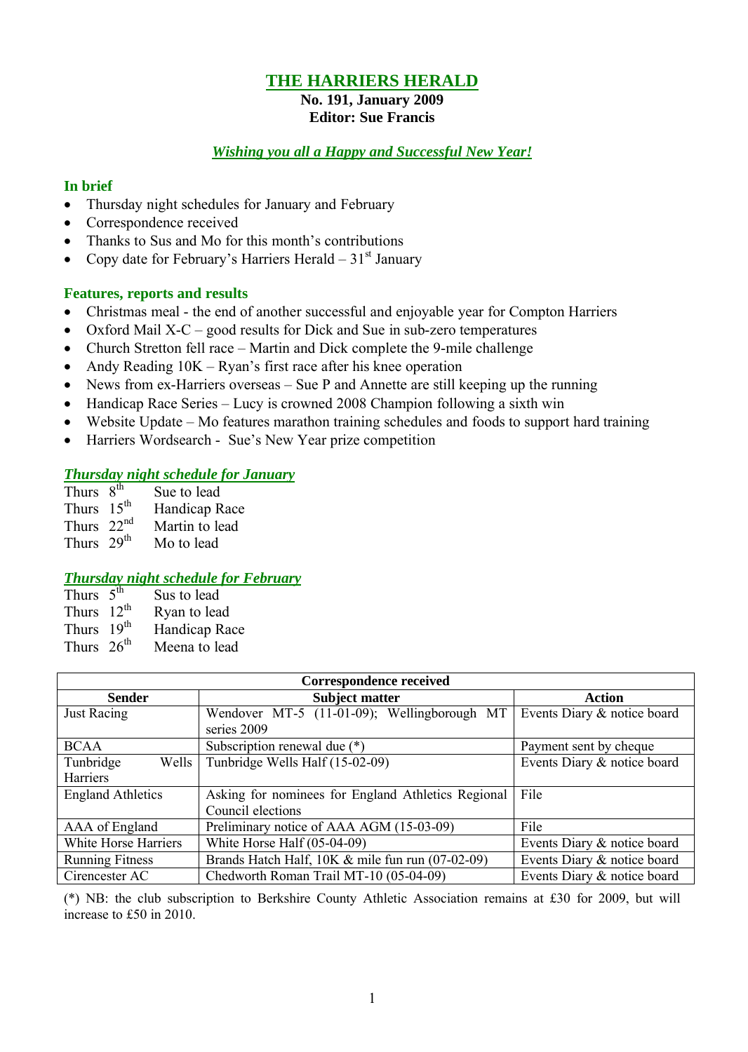# THE HARRIERS HERALD

**No. 191, January 2009**
**Editor: Sue Francis**

***Wishing you all a Happy and Successful New Year!***

### In brief

- Thursday night schedules for January and February
- Correspondence received
- Thanks to Sus and Mo for this month's contributions
- Copy date for February's Harriers Herald – 31st January

### Features, reports and results

- Christmas meal - the end of another successful and enjoyable year for Compton Harriers
- Oxford Mail X-C – good results for Dick and Sue in sub-zero temperatures
- Church Stretton fell race – Martin and Dick complete the 9-mile challenge
- Andy Reading 10K – Ryan's first race after his knee operation
- News from ex-Harriers overseas – Sue P and Annette are still keeping up the running
- Handicap Race Series – Lucy is crowned 2008 Champion following a sixth win
- Website Update – Mo features marathon training schedules and foods to support hard training
- Harriers Wordsearch - Sue's New Year prize competition

### *Thursday night schedule for January*

Thurs 8th Sue to lead
Thurs 15th Handicap Race
Thurs 22nd Martin to lead
Thurs 29th Mo to lead

### *Thursday night schedule for February*

Thurs 5th Sus to lead
Thurs 12th Ryan to lead
Thurs 19th Handicap Race
Thurs 26th Meena to lead

**Correspondence received**

| Sender | Subject matter | Action |
|---|---|---|
| Just Racing | Wendover MT-5 (11-01-09); Wellingborough MT series 2009 | Events Diary & notice board |
| BCAA | Subscription renewal due (*) | Payment sent by cheque |
| Tunbridge Wells Harriers | Tunbridge Wells Half (15-02-09) | Events Diary & notice board |
| England Athletics | Asking for nominees for England Athletics Regional Council elections | File |
| AAA of England | Preliminary notice of AAA AGM (15-03-09) | File |
| White Horse Harriers | White Horse Half (05-04-09) | Events Diary & notice board |
| Running Fitness | Brands Hatch Half, 10K & mile fun run (07-02-09) | Events Diary & notice board |
| Cirencester AC | Chedworth Roman Trail MT-10 (05-04-09) | Events Diary & notice board |

(*) NB: the club subscription to Berkshire County Athletic Association remains at £30 for 2009, but will increase to £50 in 2010.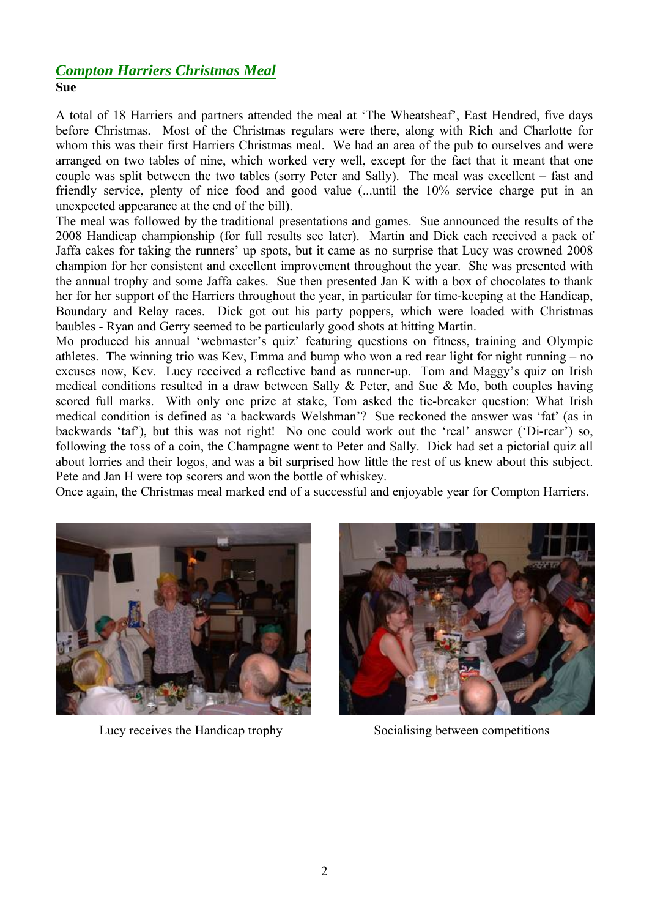## *Compton Harriers Christmas Meal*

**Sue**

A total of 18 Harriers and partners attended the meal at 'The Wheatsheaf', East Hendred, five days before Christmas. Most of the Christmas regulars were there, along with Rich and Charlotte for whom this was their first Harriers Christmas meal. We had an area of the pub to ourselves and were arranged on two tables of nine, which worked very well, except for the fact that it meant that one couple was split between the two tables (sorry Peter and Sally). The meal was excellent – fast and friendly service, plenty of nice food and good value (...until the 10% service charge put in an unexpected appearance at the end of the bill).

The meal was followed by the traditional presentations and games. Sue announced the results of the 2008 Handicap championship (for full results see later). Martin and Dick each received a pack of Jaffa cakes for taking the runners' up spots, but it came as no surprise that Lucy was crowned 2008 champion for her consistent and excellent improvement throughout the year. She was presented with the annual trophy and some Jaffa cakes. Sue then presented Jan K with a box of chocolates to thank her for her support of the Harriers throughout the year, in particular for time-keeping at the Handicap, Boundary and Relay races. Dick got out his party poppers, which were loaded with Christmas baubles - Ryan and Gerry seemed to be particularly good shots at hitting Martin.

Mo produced his annual 'webmaster's quiz' featuring questions on fitness, training and Olympic athletes. The winning trio was Kev, Emma and bump who won a red rear light for night running – no excuses now, Kev. Lucy received a reflective band as runner-up. Tom and Maggy's quiz on Irish medical conditions resulted in a draw between Sally & Peter, and Sue & Mo, both couples having scored full marks. With only one prize at stake, Tom asked the tie-breaker question: What Irish medical condition is defined as 'a backwards Welshman'? Sue reckoned the answer was 'fat' (as in backwards 'taf'), but this was not right! No one could work out the 'real' answer ('Di-rear') so, following the toss of a coin, the Champagne went to Peter and Sally. Dick had set a pictorial quiz all about lorries and their logos, and was a bit surprised how little the rest of us knew about this subject. Pete and Jan H were top scorers and won the bottle of whiskey.

Once again, the Christmas meal marked end of a successful and enjoyable year for Compton Harriers.

Lucy receives the Handicap trophy

Socialising between competitions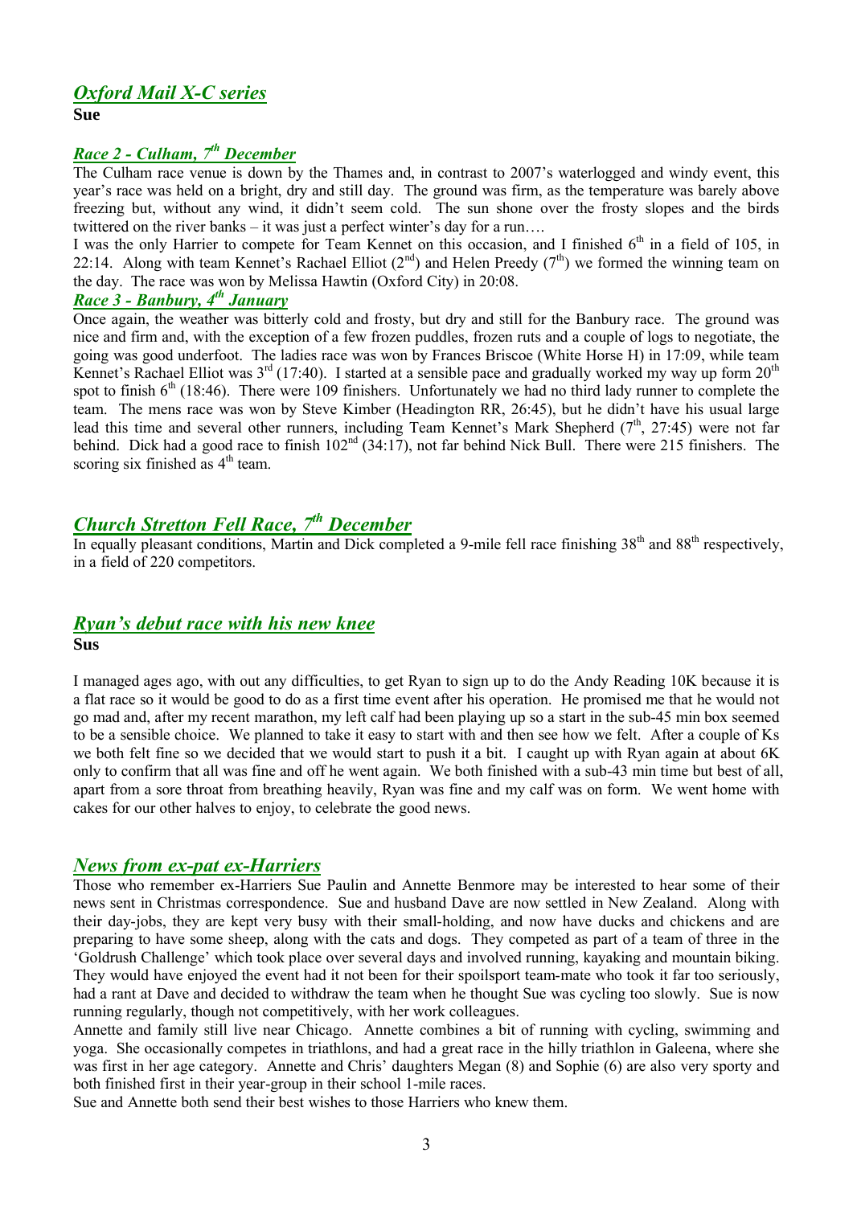## *Oxford Mail X-C series*

**Sue**

### *Race 2 - Culham, 7th December*

The Culham race venue is down by the Thames and, in contrast to 2007's waterlogged and windy event, this year's race was held on a bright, dry and still day. The ground was firm, as the temperature was barely above freezing but, without any wind, it didn't seem cold. The sun shone over the frosty slopes and the birds twittered on the river banks – it was just a perfect winter's day for a run….

I was the only Harrier to compete for Team Kennet on this occasion, and I finished 6th in a field of 105, in 22:14. Along with team Kennet's Rachael Elliot (2nd) and Helen Preedy (7th) we formed the winning team on the day. The race was won by Melissa Hawtin (Oxford City) in 20:08.

### *Race 3 - Banbury, 4th January*

Once again, the weather was bitterly cold and frosty, but dry and still for the Banbury race. The ground was nice and firm and, with the exception of a few frozen puddles, frozen ruts and a couple of logs to negotiate, the going was good underfoot. The ladies race was won by Frances Briscoe (White Horse H) in 17:09, while team Kennet's Rachael Elliot was 3rd (17:40). I started at a sensible pace and gradually worked my way up form 20th spot to finish 6th (18:46). There were 109 finishers. Unfortunately we had no third lady runner to complete the team. The mens race was won by Steve Kimber (Headington RR, 26:45), but he didn't have his usual large lead this time and several other runners, including Team Kennet's Mark Shepherd (7th, 27:45) were not far behind. Dick had a good race to finish 102nd (34:17), not far behind Nick Bull. There were 215 finishers. The scoring six finished as 4th team.

## *Church Stretton Fell Race, 7th December*

In equally pleasant conditions, Martin and Dick completed a 9-mile fell race finishing 38th and 88th respectively, in a field of 220 competitors.

## *Ryan's debut race with his new knee*

**Sus**

I managed ages ago, with out any difficulties, to get Ryan to sign up to do the Andy Reading 10K because it is a flat race so it would be good to do as a first time event after his operation. He promised me that he would not go mad and, after my recent marathon, my left calf had been playing up so a start in the sub-45 min box seemed to be a sensible choice. We planned to take it easy to start with and then see how we felt. After a couple of Ks we both felt fine so we decided that we would start to push it a bit. I caught up with Ryan again at about 6K only to confirm that all was fine and off he went again. We both finished with a sub-43 min time but best of all, apart from a sore throat from breathing heavily, Ryan was fine and my calf was on form. We went home with cakes for our other halves to enjoy, to celebrate the good news.

## *News from ex-pat ex-Harriers*

Those who remember ex-Harriers Sue Paulin and Annette Benmore may be interested to hear some of their news sent in Christmas correspondence. Sue and husband Dave are now settled in New Zealand. Along with their day-jobs, they are kept very busy with their small-holding, and now have ducks and chickens and are preparing to have some sheep, along with the cats and dogs. They competed as part of a team of three in the 'Goldrush Challenge' which took place over several days and involved running, kayaking and mountain biking. They would have enjoyed the event had it not been for their spoilsport team-mate who took it far too seriously, had a rant at Dave and decided to withdraw the team when he thought Sue was cycling too slowly. Sue is now running regularly, though not competitively, with her work colleagues.

Annette and family still live near Chicago. Annette combines a bit of running with cycling, swimming and yoga. She occasionally competes in triathlons, and had a great race in the hilly triathlon in Galeena, where she was first in her age category. Annette and Chris' daughters Megan (8) and Sophie (6) are also very sporty and both finished first in their year-group in their school 1-mile races.

Sue and Annette both send their best wishes to those Harriers who knew them.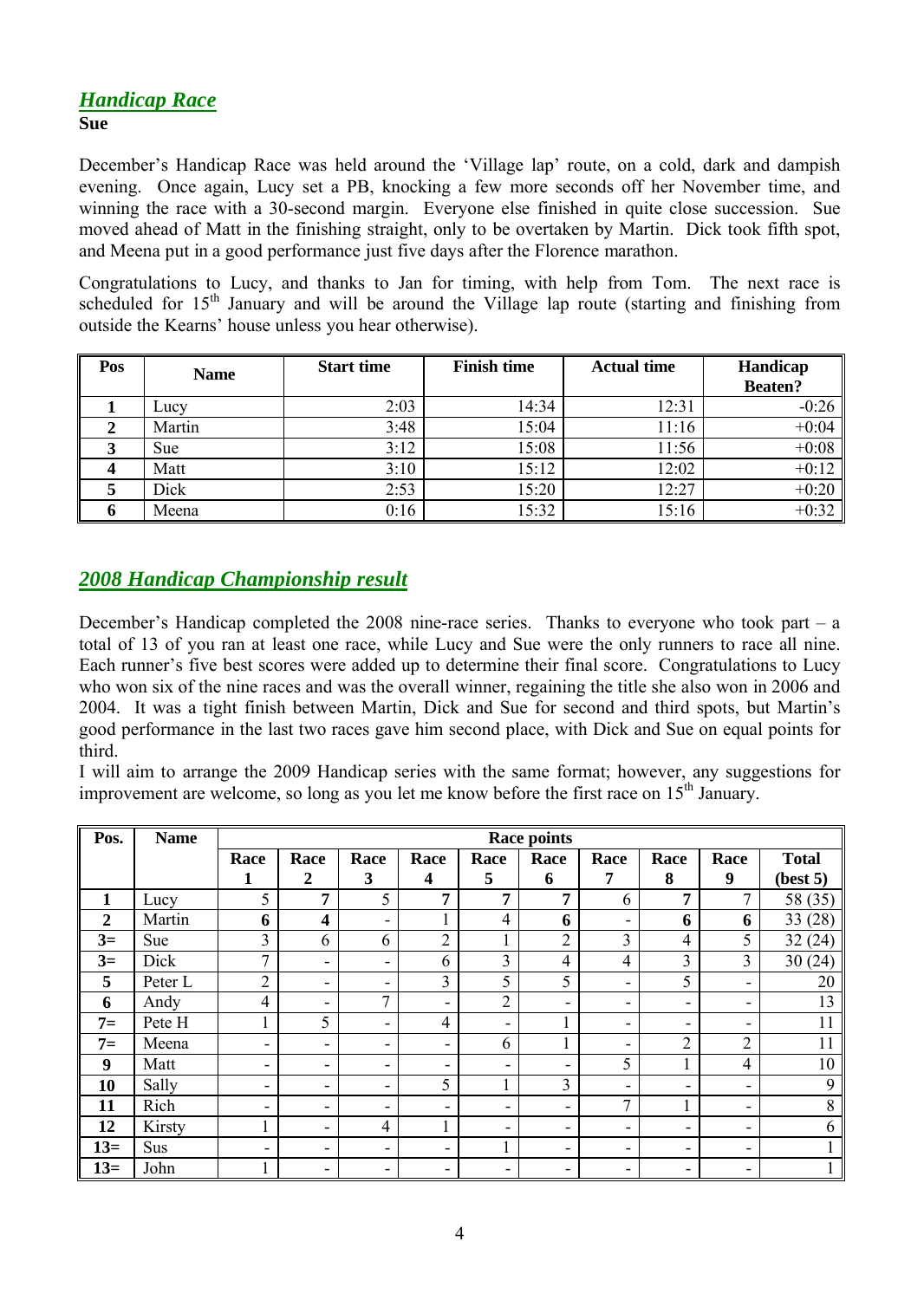## *Handicap Race*

**Sue**

December's Handicap Race was held around the 'Village lap' route, on a cold, dark and dampish evening. Once again, Lucy set a PB, knocking a few more seconds off her November time, and winning the race with a 30-second margin. Everyone else finished in quite close succession. Sue moved ahead of Matt in the finishing straight, only to be overtaken by Martin. Dick took fifth spot, and Meena put in a good performance just five days after the Florence marathon.

Congratulations to Lucy, and thanks to Jan for timing, with help from Tom. The next race is scheduled for 15th January and will be around the Village lap route (starting and finishing from outside the Kearns' house unless you hear otherwise).

| Pos | Name | Start time | Finish time | Actual time | Handicap Beaten? |
|---|---|---|---|---|---|
| **1** | Lucy | 2:03 | 14:34 | 12:31 | -0:26 |
| **2** | Martin | 3:48 | 15:04 | 11:16 | +0:04 |
| **3** | Sue | 3:12 | 15:08 | 11:56 | +0:08 |
| **4** | Matt | 3:10 | 15:12 | 12:02 | +0:12 |
| **5** | Dick | 2:53 | 15:20 | 12:27 | +0:20 |
| **6** | Meena | 0:16 | 15:32 | 15:16 | +0:32 |

## *2008 Handicap Championship result*

December's Handicap completed the 2008 nine-race series. Thanks to everyone who took part – a total of 13 of you ran at least one race, while Lucy and Sue were the only runners to race all nine. Each runner's five best scores were added up to determine their final score. Congratulations to Lucy who won six of the nine races and was the overall winner, regaining the title she also won in 2006 and 2004. It was a tight finish between Martin, Dick and Sue for second and third spots, but Martin's good performance in the last two races gave him second place, with Dick and Sue on equal points for third.

I will aim to arrange the 2009 Handicap series with the same format; however, any suggestions for improvement are welcome, so long as you let me know before the first race on 15th January.

| Pos. | Name | Race points | | | | | | | | | |
|---|---|---|---|---|---|---|---|---|---|---|---|
| | | **Race 1** | **Race 2** | **Race 3** | **Race 4** | **Race 5** | **Race 6** | **Race 7** | **Race 8** | **Race 9** | **Total (best 5)** |
| **1** | Lucy | 5 | **7** | 5 | **7** | **7** | **7** | 6 | **7** | 7 | 58 (35) |
| **2** | Martin | **6** | **4** | - | 1 | 4 | **6** | - | **6** | **6** | 33 (28) |
| **3=** | Sue | 3 | 6 | 6 | 2 | 1 | 2 | 3 | 4 | 5 | 32 (24) |
| **3=** | Dick | 7 | - | - | 6 | 3 | 4 | 4 | 3 | 3 | 30 (24) |
| **5** | Peter L | 2 | - | - | 3 | 5 | 5 | - | 5 | - | 20 |
| **6** | Andy | 4 | - | 7 | - | 2 | - | - | - | - | 13 |
| **7=** | Pete H | 1 | 5 | - | 4 | - | 1 | - | - | - | 11 |
| **7=** | Meena | - | - | - | - | 6 | 1 | - | 2 | 2 | 11 |
| **9** | Matt | - | - | - | - | - | - | 5 | 1 | 4 | 10 |
| **10** | Sally | - | - | - | 5 | 1 | 3 | - | - | - | 9 |
| **11** | Rich | - | - | - | - | - | - | 7 | 1 | - | 8 |
| **12** | Kirsty | 1 | - | 4 | 1 | - | - | - | - | - | 6 |
| **13=** | Sus | - | - | - | - | 1 | - | - | - | - | 1 |
| **13=** | John | 1 | - | - | - | - | - | - | - | - | 1 |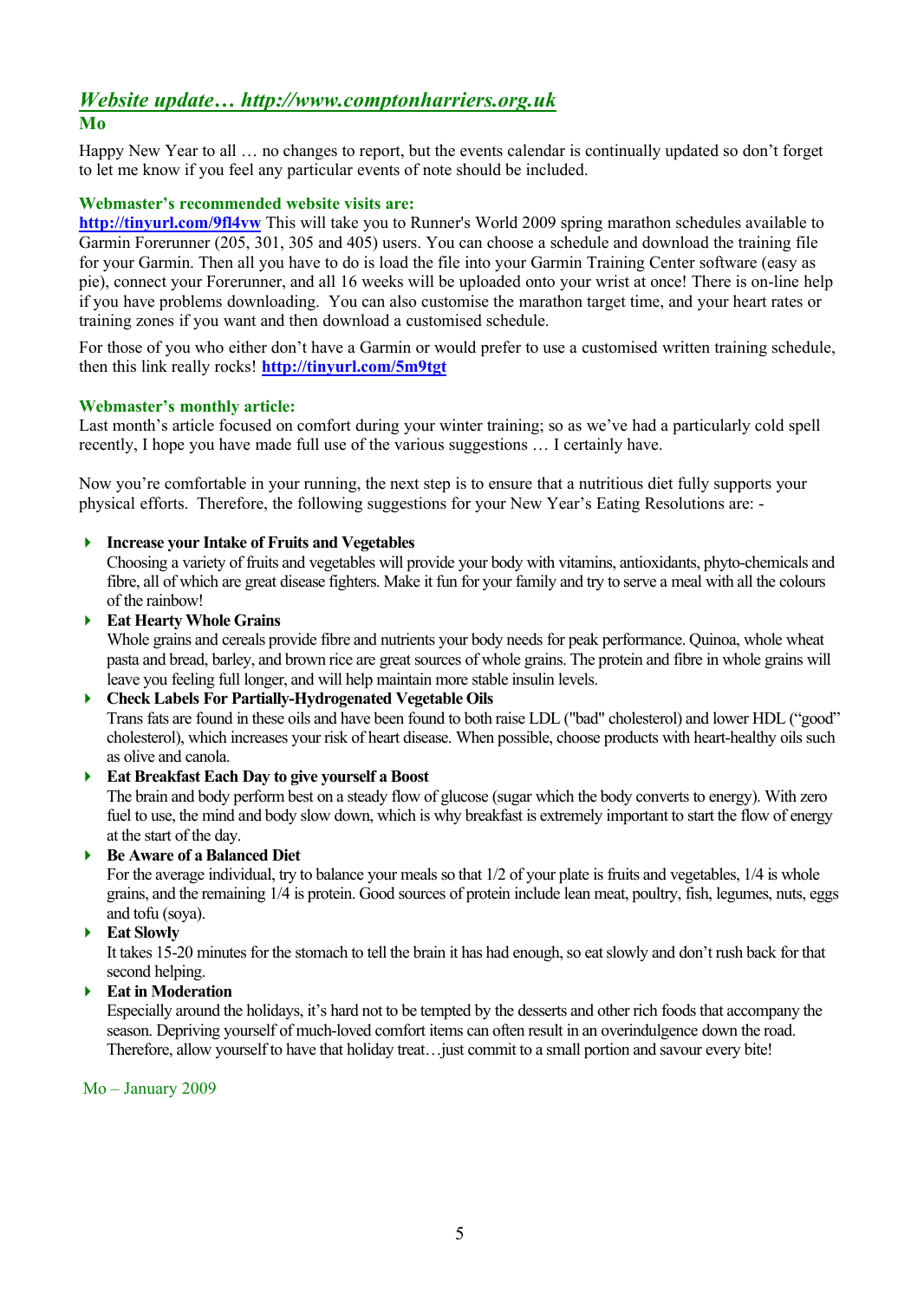## *Website update… http://www.comptonharriers.org.uk*

**Mo**

Happy New Year to all … no changes to report, but the events calendar is continually updated so don't forget to let me know if you feel any particular events of note should be included.

**Webmaster's recommended website visits are:**

**http://tinyurl.com/9fl4vw** This will take you to Runner's World 2009 spring marathon schedules available to Garmin Forerunner (205, 301, 305 and 405) users. You can choose a schedule and download the training file for your Garmin. Then all you have to do is load the file into your Garmin Training Center software (easy as pie), connect your Forerunner, and all 16 weeks will be uploaded onto your wrist at once! There is on-line help if you have problems downloading. You can also customise the marathon target time, and your heart rates or training zones if you want and then download a customised schedule.

For those of you who either don't have a Garmin or would prefer to use a customised written training schedule, then this link really rocks! **http://tinyurl.com/5m9tgt**

**Webmaster's monthly article:**

Last month's article focused on comfort during your winter training; so as we've had a particularly cold spell recently, I hope you have made full use of the various suggestions … I certainly have.

Now you're comfortable in your running, the next step is to ensure that a nutritious diet fully supports your physical efforts. Therefore, the following suggestions for your New Year's Eating Resolutions are: -

- **Increase your Intake of Fruits and Vegetables**
  Choosing a variety of fruits and vegetables will provide your body with vitamins, antioxidants, phyto-chemicals and fibre, all of which are great disease fighters. Make it fun for your family and try to serve a meal with all the colours of the rainbow!
- **Eat Hearty Whole Grains**
  Whole grains and cereals provide fibre and nutrients your body needs for peak performance. Quinoa, whole wheat pasta and bread, barley, and brown rice are great sources of whole grains. The protein and fibre in whole grains will leave you feeling full longer, and will help maintain more stable insulin levels.
- **Check Labels For Partially-Hydrogenated Vegetable Oils**
  Trans fats are found in these oils and have been found to both raise LDL ("bad" cholesterol) and lower HDL ("good" cholesterol), which increases your risk of heart disease. When possible, choose products with heart-healthy oils such as olive and canola.
- **Eat Breakfast Each Day to give yourself a Boost**
  The brain and body perform best on a steady flow of glucose (sugar which the body converts to energy). With zero fuel to use, the mind and body slow down, which is why breakfast is extremely important to start the flow of energy at the start of the day.
- **Be Aware of a Balanced Diet**
  For the average individual, try to balance your meals so that 1/2 of your plate is fruits and vegetables, 1/4 is whole grains, and the remaining 1/4 is protein. Good sources of protein include lean meat, poultry, fish, legumes, nuts, eggs and tofu (soya).
- **Eat Slowly**
  It takes 15-20 minutes for the stomach to tell the brain it has had enough, so eat slowly and don't rush back for that second helping.
- **Eat in Moderation**
  Especially around the holidays, it's hard not to be tempted by the desserts and other rich foods that accompany the season. Depriving yourself of much-loved comfort items can often result in an overindulgence down the road. Therefore, allow yourself to have that holiday treat…just commit to a small portion and savour every bite!

Mo – January 2009